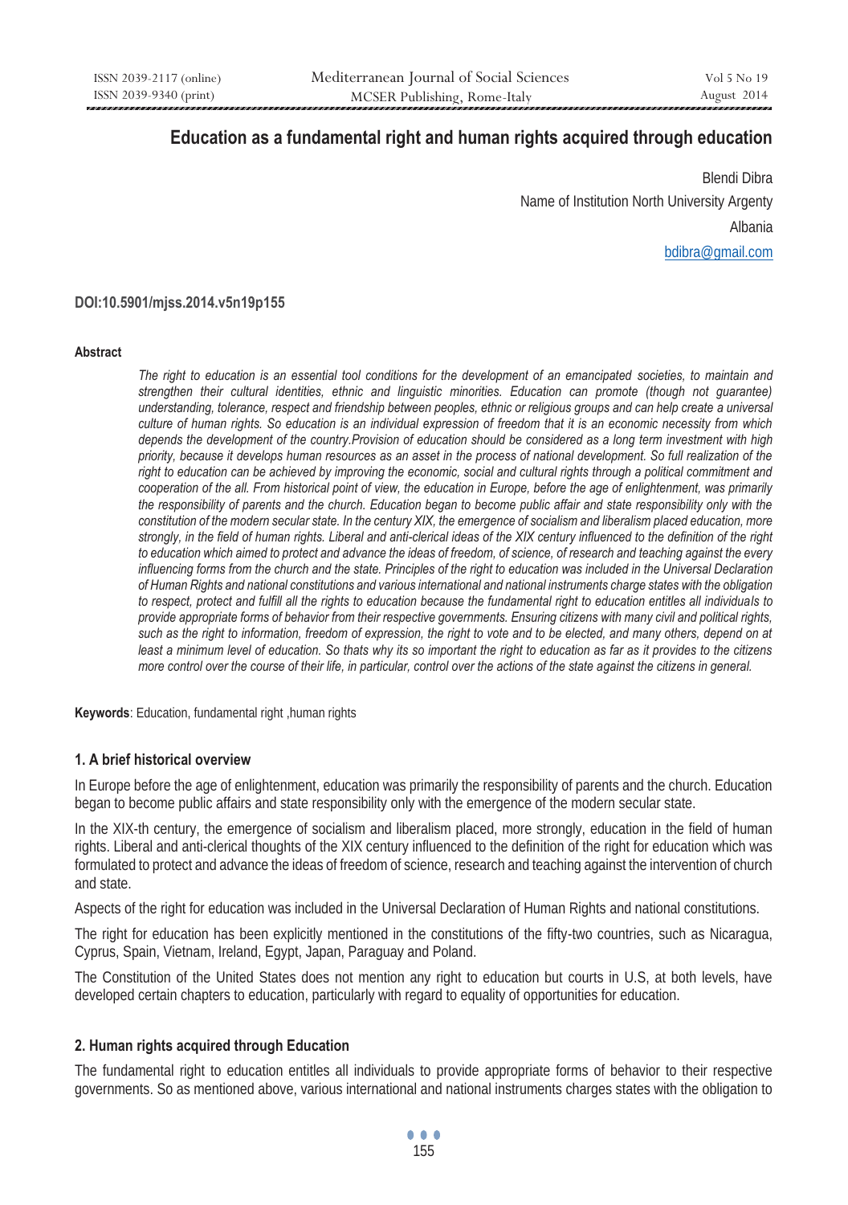# Education as a fundamental right and human rights acquired through education

Blendi Dibra

Name of Institution North University Argenty

Albania

bdibra@gmail.com

**DOI:10.5901/mjss.2014.v5n19p155**

**Abstract**

*The right to education is an essential tool conditions for the development of an emancipated societies, to maintain and strengthen their cultural identities, ethnic and linguistic minorities. Education can promote (though not guarantee) understanding, tolerance, respect and friendship between peoples, ethnic or religious groups and can help create a universal culture of human rights. So education is an individual expression of freedom that it is an economic necessity from which depends the development of the country.Provision of education should be considered as a long term investment with high priority, because it develops human resources as an asset in the process of national development. So full realization of the right to education can be achieved by improving the economic, social and cultural rights through a political commitment and cooperation of the all. From historical point of view, the education in Europe, before the age of enlightenment, was primarily the responsibility of parents and the church. Education began to become public affair and state responsibility only with the constitution of the modern secular state. In the century XIX, the emergence of socialism and liberalism placed education, more strongly, in the field of human rights. Liberal and anti-clerical ideas of the XIX century influenced to the definition of the right to education which aimed to protect and advance the ideas of freedom, of science, of research and teaching against the every influencing forms from the church and the state. Principles of the right to education was included in the Universal Declaration of Human Rights and national constitutions and various international and national instruments charge states with the obligation to respect, protect and fulfill all the rights to education because the fundamental right to education entitles all individuals to provide appropriate forms of behavior from their respective governments. Ensuring citizens with many civil and political rights, such as the right to information, freedom of expression, the right to vote and to be elected, and many others, depend on at least a minimum level of education. So thats why its so important the right to education as far as it provides to the citizens more control over the course of their life, in particular, control over the actions of the state against the citizens in general.*

**Keywords**: Education, fundamental right ,human rights

## 1. A brief historical overview

In Europe before the age of enlightenment, education was primarily the responsibility of parents and the church. Education began to become public affairs and state responsibility only with the emergence of the modern secular state.

In the XIX-th century, the emergence of socialism and liberalism placed, more strongly, education in the field of human rights. Liberal and anti-clerical thoughts of the XIX century influenced to the definition of the right for education which was formulated to protect and advance the ideas of freedom of science, research and teaching against the intervention of church and state.

Aspects of the right for education was included in the Universal Declaration of Human Rights and national constitutions.

The right for education has been explicitly mentioned in the constitutions of the fifty-two countries, such as Nicaragua, Cyprus, Spain, Vietnam, Ireland, Egypt, Japan, Paraguay and Poland.

The Constitution of the United States does not mention any right to education but courts in U.S, at both levels, have developed certain chapters to education, particularly with regard to equality of opportunities for education.

## 2. Human rights acquired through Education

The fundamental right to education entitles all individuals to provide appropriate forms of behavior to their respective governments. So as mentioned above, various international and national instruments charges states with the obligation to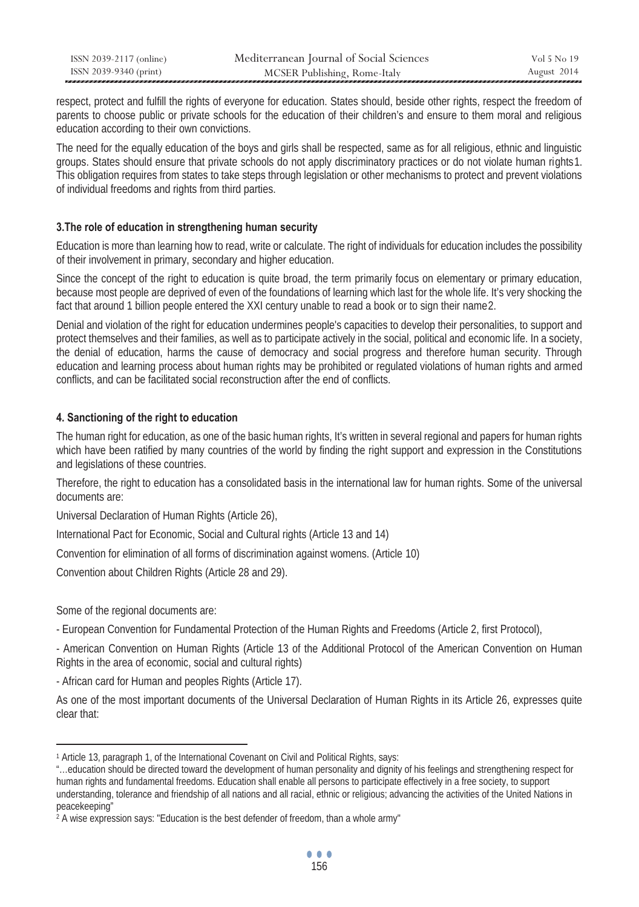respect, protect and fulfill the rights of everyone for education. States should, beside other rights, respect the freedom of parents to choose public or private schools for the education of their children's and ensure to them moral and religious education according to their own convictions.

The need for the equally education of the boys and girls shall be respected, same as for all religious, ethnic and linguistic groups. States should ensure that private schools do not apply discriminatory practices or do not violate human rights[1]. This obligation requires from states to take steps through legislation or other mechanisms to protect and prevent violations of individual freedoms and rights from third parties.

## 3.The role of education in strengthening human security

Education is more than learning how to read, write or calculate. The right of individuals for education includes the possibility of their involvement in primary, secondary and higher education.

Since the concept of the right to education is quite broad, the term primarily focus on elementary or primary education, because most people are deprived of even of the foundations of learning which last for the whole life. It's very shocking the fact that around 1 billion people entered the XXI century unable to read a book or to sign their name[2].

Denial and violation of the right for education undermines people's capacities to develop their personalities, to support and protect themselves and their families, as well as to participate actively in the social, political and economic life. In a society, the denial of education, harms the cause of democracy and social progress and therefore human security. Through education and learning process about human rights may be prohibited or regulated violations of human rights and armed conflicts, and can be facilitated social reconstruction after the end of conflicts.

## 4. Sanctioning of the right to education

The human right for education, as one of the basic human rights, It's written in several regional and papers for human rights which have been ratified by many countries of the world by finding the right support and expression in the Constitutions and legislations of these countries.

Therefore, the right to education has a consolidated basis in the international law for human rights. Some of the universal documents are:

Universal Declaration of Human Rights (Article 26),

International Pact for Economic, Social and Cultural rights (Article 13 and 14)

Convention for elimination of all forms of discrimination against womens. (Article 10)

Convention about Children Rights (Article 28 and 29).

Some of the regional documents are:

- European Convention for Fundamental Protection of the Human Rights and Freedoms (Article 2, first Protocol),
- American Convention on Human Rights (Article 13 of the Additional Protocol of the American Convention on Human Rights in the area of economic, social and cultural rights)
- African card for Human and peoples Rights (Article 17).

As one of the most important documents of the Universal Declaration of Human Rights in its Article 26, expresses quite clear that:

---

[1] Article 13, paragraph 1, of the International Covenant on Civil and Political Rights, says:
"…education should be directed toward the development of human personality and dignity of his feelings and strengthening respect for human rights and fundamental freedoms. Education shall enable all persons to participate effectively in a free society, to support understanding, tolerance and friendship of all nations and all racial, ethnic or religious; advancing the activities of the United Nations in peacekeeping"

[2] A wise expression says: "Education is the best defender of freedom, than a whole army"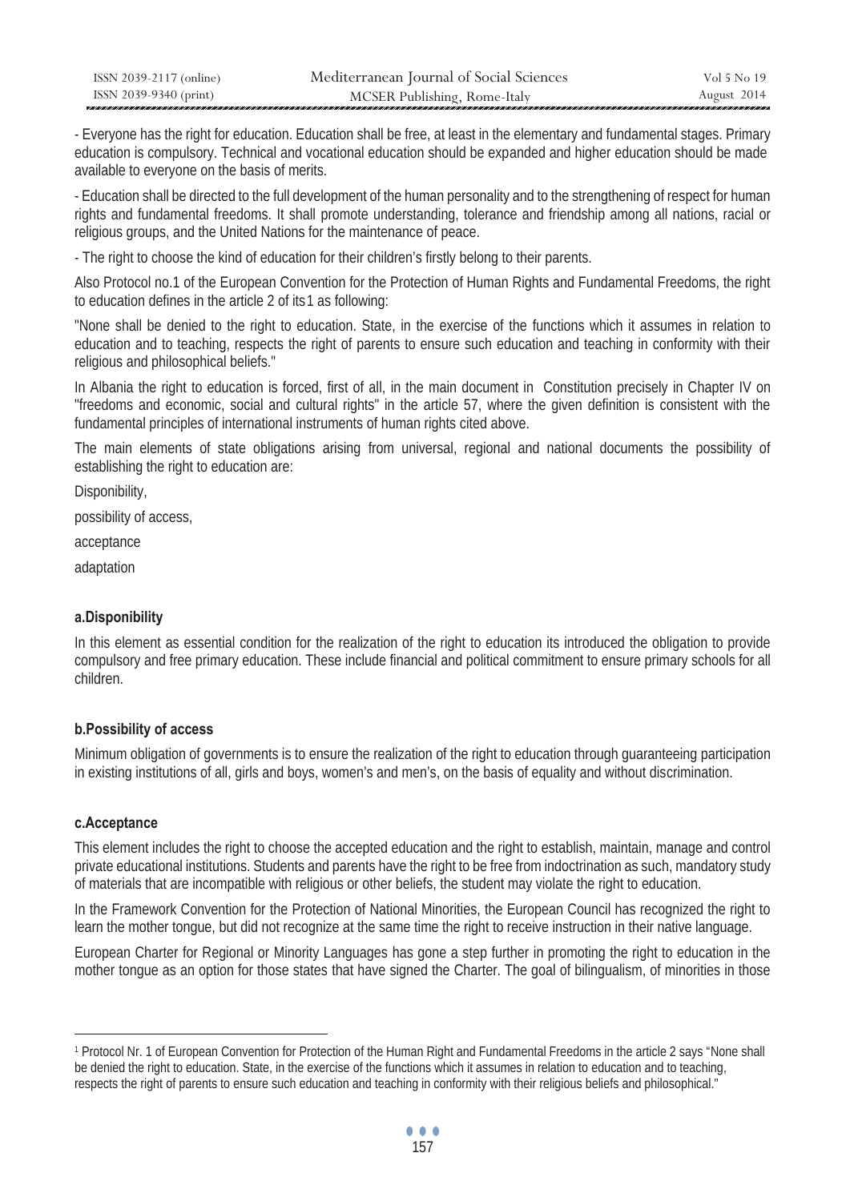- Everyone has the right for education. Education shall be free, at least in the elementary and fundamental stages. Primary education is compulsory. Technical and vocational education should be expanded and higher education should be made available to everyone on the basis of merits.

- Education shall be directed to the full development of the human personality and to the strengthening of respect for human rights and fundamental freedoms. It shall promote understanding, tolerance and friendship among all nations, racial or religious groups, and the United Nations for the maintenance of peace.

- The right to choose the kind of education for their children's firstly belong to their parents.

Also Protocol no.1 of the European Convention for the Protection of Human Rights and Fundamental Freedoms, the right to education defines in the article 2 of its[1] as following:

"None shall be denied to the right to education. State, in the exercise of the functions which it assumes in relation to education and to teaching, respects the right of parents to ensure such education and teaching in conformity with their religious and philosophical beliefs."

In Albania the right to education is forced, first of all, in the main document in Constitution precisely in Chapter IV on "freedoms and economic, social and cultural rights" in the article 57, where the given definition is consistent with the fundamental principles of international instruments of human rights cited above.

The main elements of state obligations arising from universal, regional and national documents the possibility of establishing the right to education are:

Disponibility,

possibility of access,

acceptance

adaptation

### a.Disponibility

In this element as essential condition for the realization of the right to education its introduced the obligation to provide compulsory and free primary education. These include financial and political commitment to ensure primary schools for all children.

### b.Possibility of access

Minimum obligation of governments is to ensure the realization of the right to education through guaranteeing participation in existing institutions of all, girls and boys, women's and men's, on the basis of equality and without discrimination.

### c.Acceptance

This element includes the right to choose the accepted education and the right to establish, maintain, manage and control private educational institutions. Students and parents have the right to be free from indoctrination as such, mandatory study of materials that are incompatible with religious or other beliefs, the student may violate the right to education.

In the Framework Convention for the Protection of National Minorities, the European Council has recognized the right to learn the mother tongue, but did not recognize at the same time the right to receive instruction in their native language.

European Charter for Regional or Minority Languages has gone a step further in promoting the right to education in the mother tongue as an option for those states that have signed the Charter. The goal of bilingualism, of minorities in those

---

[1] Protocol Nr. 1 of European Convention for Protection of the Human Right and Fundamental Freedoms in the article 2 says "None shall be denied the right to education. State, in the exercise of the functions which it assumes in relation to education and to teaching, respects the right of parents to ensure such education and teaching in conformity with their religious beliefs and philosophical."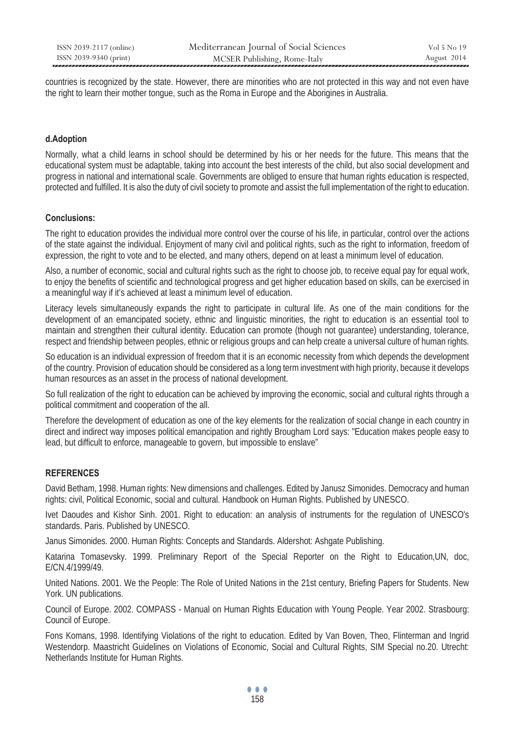countries is recognized by the state. However, there are minorities who are not protected in this way and not even have the right to learn their mother tongue, such as the Roma in Europe and the Aborigines in Australia.

### d.Adoption

Normally, what a child learns in school should be determined by his or her needs for the future. This means that the educational system must be adaptable, taking into account the best interests of the child, but also social development and progress in national and international scale. Governments are obliged to ensure that human rights education is respected, protected and fulfilled. It is also the duty of civil society to promote and assist the full implementation of the right to education.

### Conclusions:

The right to education provides the individual more control over the course of his life, in particular, control over the actions of the state against the individual. Enjoyment of many civil and political rights, such as the right to information, freedom of expression, the right to vote and to be elected, and many others, depend on at least a minimum level of education.

Also, a number of economic, social and cultural rights such as the right to choose job, to receive equal pay for equal work, to enjoy the benefits of scientific and technological progress and get higher education based on skills, can be exercised in a meaningful way if it's achieved at least a minimum level of education.

Literacy levels simultaneously expands the right to participate in cultural life. As one of the main conditions for the development of an emancipated society, ethnic and linguistic minorities, the right to education is an essential tool to maintain and strengthen their cultural identity. Education can promote (though not guarantee) understanding, tolerance, respect and friendship between peoples, ethnic or religious groups and can help create a universal culture of human rights.

So education is an individual expression of freedom that it is an economic necessity from which depends the development of the country. Provision of education should be considered as a long term investment with high priority, because it develops human resources as an asset in the process of national development.

So full realization of the right to education can be achieved by improving the economic, social and cultural rights through a political commitment and cooperation of the all.

Therefore the development of education as one of the key elements for the realization of social change in each country in direct and indirect way imposes political emancipation and rightly Brougham Lord says: "Education makes people easy to lead, but difficult to enforce, manageable to govern, but impossible to enslave"

## REFERENCES

David Betham, 1998. Human rights: New dimensions and challenges. Edited by Janusz Simonides. Democracy and human rights: civil, Political Economic, social and cultural. Handbook on Human Rights. Published by UNESCO.

Ivet Daoudes and Kishor Sinh. 2001. Right to education: an analysis of instruments for the regulation of UNESCO's standards. Paris. Published by UNESCO.

Janus Simonides. 2000. Human Rights: Concepts and Standards. Aldershot: Ashgate Publishing.

Katarina Tomasevsky. 1999. Preliminary Report of the Special Reporter on the Right to Education,UN, doc, E/CN.4/1999/49.

United Nations. 2001. We the People: The Role of United Nations in the 21st century, Briefing Papers for Students. New York. UN publications.

Council of Europe. 2002. COMPASS - Manual on Human Rights Education with Young People. Year 2002. Strasbourg: Council of Europe.

Fons Komans, 1998. Identifying Violations of the right to education. Edited by Van Boven, Theo, Flinterman and Ingrid Westendorp. Maastricht Guidelines on Violations of Economic, Social and Cultural Rights, SIM Special no.20. Utrecht: Netherlands Institute for Human Rights.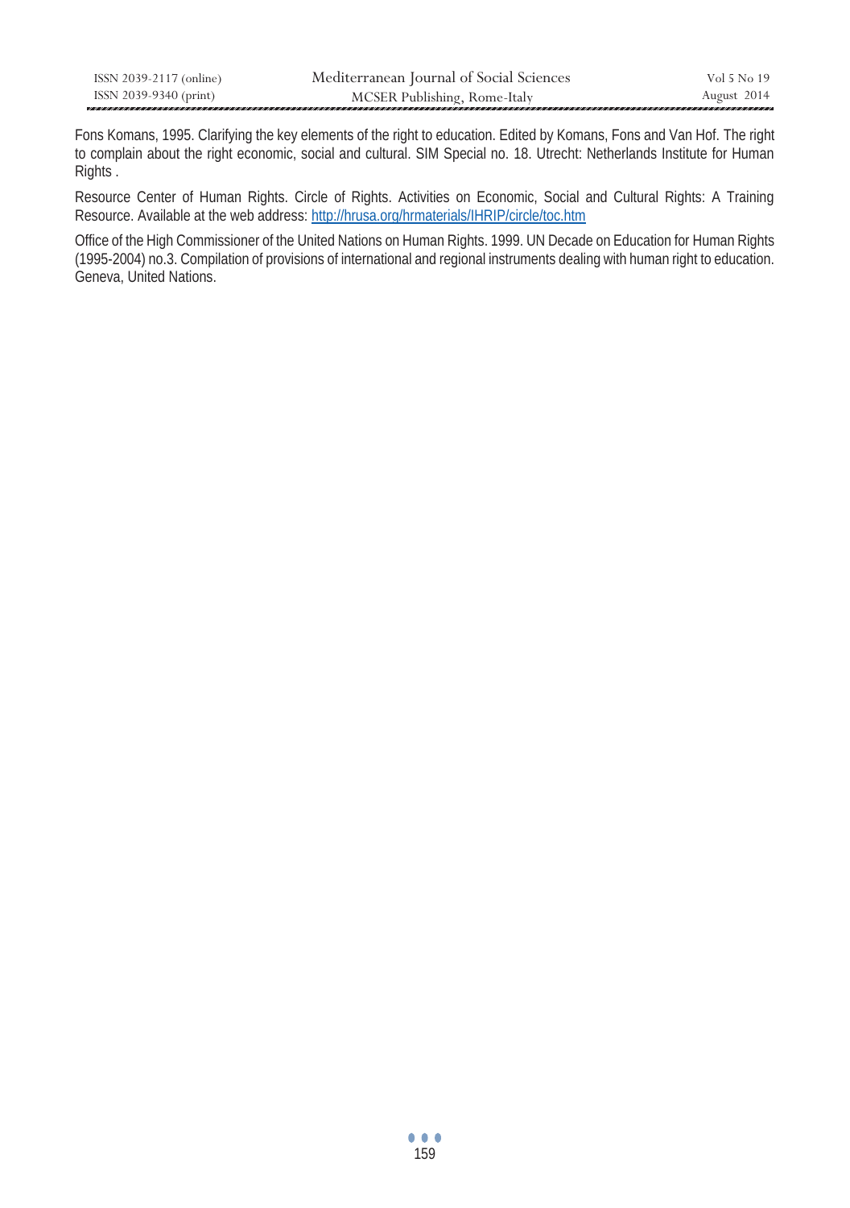Fons Komans, 1995. Clarifying the key elements of the right to education. Edited by Komans, Fons and Van Hof. The right to complain about the right economic, social and cultural. SIM Special no. 18. Utrecht: Netherlands Institute for Human Rights .

Resource Center of Human Rights. Circle of Rights. Activities on Economic, Social and Cultural Rights: A Training Resource. Available at the web address: http://hrusa.org/hrmaterials/IHRIP/circle/toc.htm

Office of the High Commissioner of the United Nations on Human Rights. 1999. UN Decade on Education for Human Rights (1995-2004) no.3. Compilation of provisions of international and regional instruments dealing with human right to education. Geneva, United Nations.